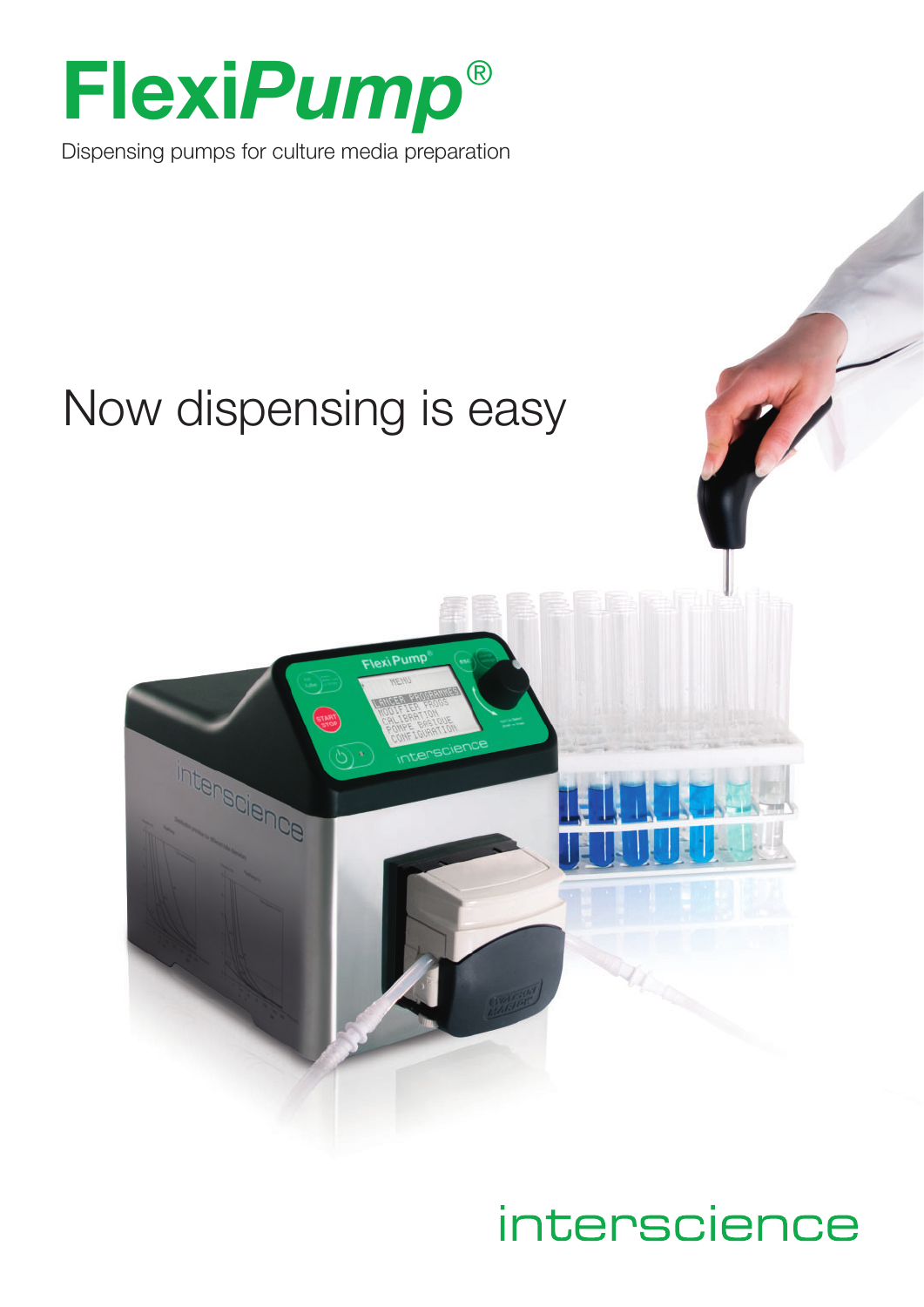# Flexi*Pump*®

Dispensing pumps for culture media preparation

## Now dispensing is easy

interscience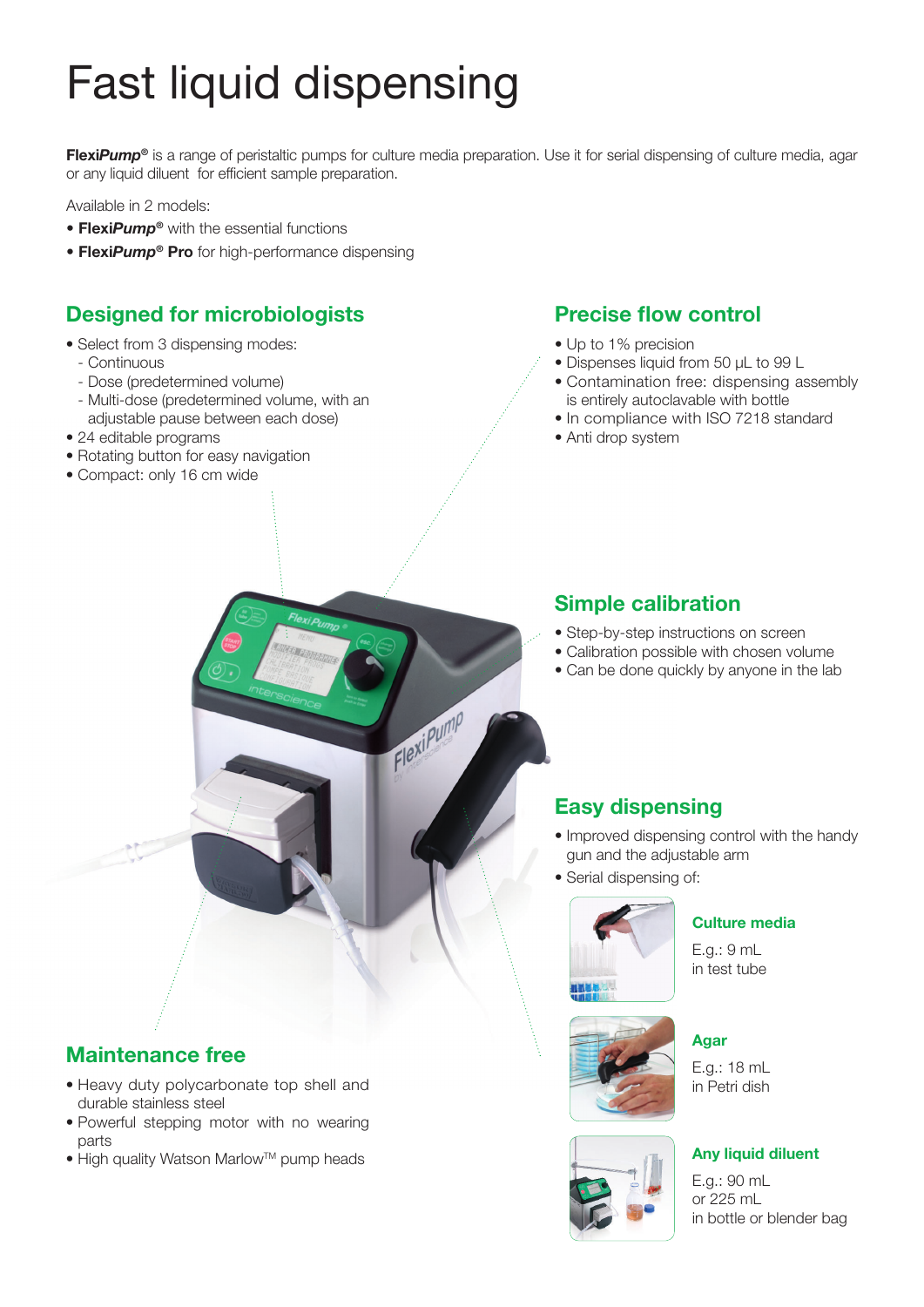# Fast liquid dispensing

**Flexi*Pump*®** is a range of peristaltic pumps for culture media preparation. Use it for serial dispensing of culture media, agar or any liquid diluent for efficient sample preparation.

Available in 2 models:

- **Flexi*Pump*®** with the essential functions
- **Flexi*Pump*® Pro** for high-performance dispensing

## Designed for microbiologists

- Select from 3 dispensing modes:
  - Continuous
  - Dose (predetermined volume)
  - Multi-dose (predetermined volume, with an adjustable pause between each dose)
- 24 editable programs
- Rotating button for easy navigation
- Compact: only 16 cm wide

## Precise flow control

- Up to 1% precision
- Dispenses liquid from 50 µL to 99 L
- Contamination free: dispensing assembly is entirely autoclavable with bottle
- In compliance with ISO 7218 standard
- Anti drop system

## Simple calibration

- Step-by-step instructions on screen
- Calibration possible with chosen volume
- Can be done quickly by anyone in the lab

## Easy dispensing

- Improved dispensing control with the handy gun and the adjustable arm
- Serial dispensing of:

**Culture media**

E.g.: 9 mL in test tube

**Agar**

E.g.: 18 mL in Petri dish

**Any liquid diluent**

E.g.: 90 mL or 225 mL in bottle or blender bag

## Maintenance free

- Heavy duty polycarbonate top shell and durable stainless steel
- Powerful stepping motor with no wearing parts
- High quality Watson Marlow™ pump heads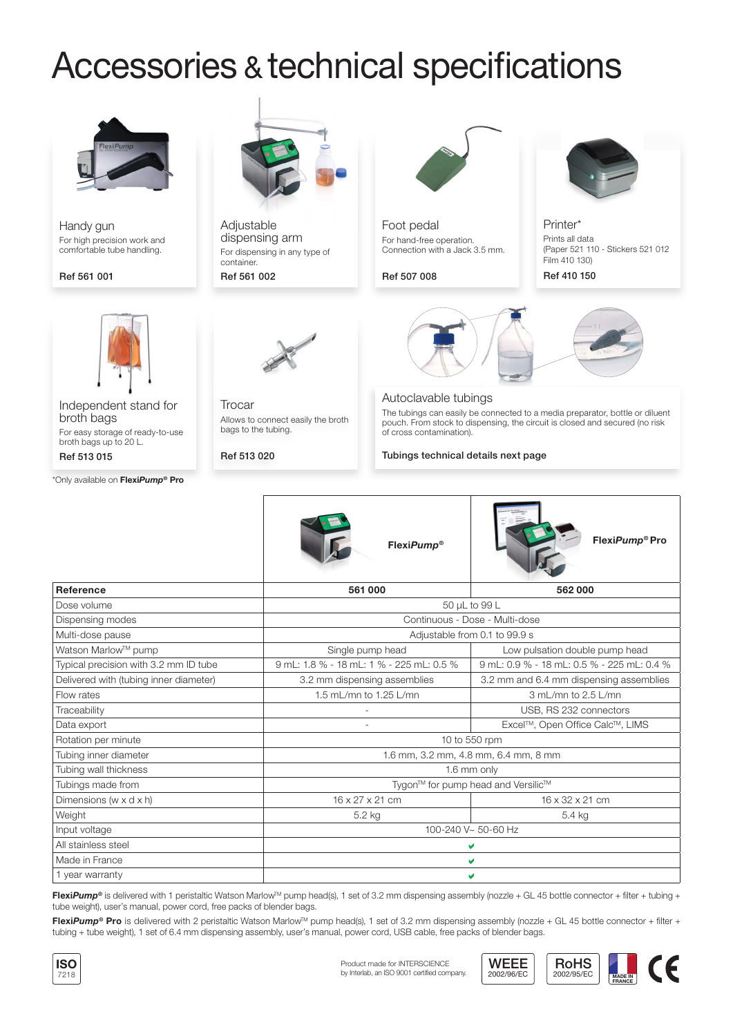# Accessories & technical specifications

### Handy gun

For high precision work and comfortable tube handling.

**Ref 561 001**

### Adjustable dispensing arm

For dispensing in any type of container.

**Ref 561 002**

### Foot pedal

For hand-free operation. Connection with a Jack 3.5 mm.

**Ref 507 008**

### Printer*

Prints all data
(Paper 521 110 - Stickers 521 012
Film 410 130)

**Ref 410 150**

### Independent stand for broth bags

For easy storage of ready-to-use broth bags up to 20 L.

**Ref 513 015**

### Trocar

Allows to connect easily the broth bags to the tubing.

**Ref 513 020**

### Autoclavable tubings

The tubings can easily be connected to a media preparator, bottle or diluent pouch. From stock to dispensing, the circuit is closed and secured (no risk of cross contamination).

**Tubings technical details next page**

*Only available on **Flexi*Pump*® Pro**

| | **Flexi*Pump*®** | **Flexi*Pump*® Pro** |
|---|---|---|
| **Reference** | **561 000** | **562 000** |
| Dose volume | 50 µL to 99 L | |
| Dispensing modes | Continuous - Dose - Multi-dose | |
| Multi-dose pause | Adjustable from 0.1 to 99.9 s | |
| Watson Marlow™ pump | Single pump head | Low pulsation double pump head |
| Typical precision with 3.2 mm ID tube | 9 mL: 1.8 % - 18 mL: 1 % - 225 mL: 0.5 % | 9 mL: 0.9 % - 18 mL: 0.5 % - 225 mL: 0.4 % |
| Delivered with (tubing inner diameter) | 3.2 mm dispensing assemblies | 3.2 mm and 6.4 mm dispensing assemblies |
| Flow rates | 1.5 mL/mn to 1.25 L/mn | 3 mL/mn to 2.5 L/mn |
| Traceability | - | USB, RS 232 connectors |
| Data export | - | Excel™, Open Office Calc™, LIMS |
| Rotation per minute | 10 to 550 rpm | |
| Tubing inner diameter | 1.6 mm, 3.2 mm, 4.8 mm, 6.4 mm, 8 mm | |
| Tubing wall thickness | 1.6 mm only | |
| Tubings made from | Tygon™ for pump head and Versilic™ | |
| Dimensions (w x d x h) | 16 x 27 x 21 cm | 16 x 32 x 21 cm |
| Weight | 5.2 kg | 5.4 kg |
| Input voltage | 100-240 V~ 50-60 Hz | |
| All stainless steel | ✔ | |
| Made in France | ✔ | |
| 1 year warranty | ✔ | |

**Flexi*Pump*®** is delivered with 1 peristaltic Watson Marlow™ pump head(s), 1 set of 3.2 mm dispensing assembly (nozzle + GL 45 bottle connector + filter + tubing + tube weight), user's manual, power cord, free packs of blender bags.

**Flexi*Pump*® Pro** is delivered with 2 peristaltic Watson Marlow™ pump head(s), 1 set of 3.2 mm dispensing assembly (nozzle + GL 45 bottle connector + filter + tubing + tube weight), 1 set of 6.4 mm dispensing assembly, user's manual, power cord, USB cable, free packs of blender bags.

ISO 7218

Product made for INTERSCIENCE by Interlab, an ISO 9001 certified company.

WEEE 2002/96/EC — RoHS 2002/95/EC — MADE IN FRANCE — CE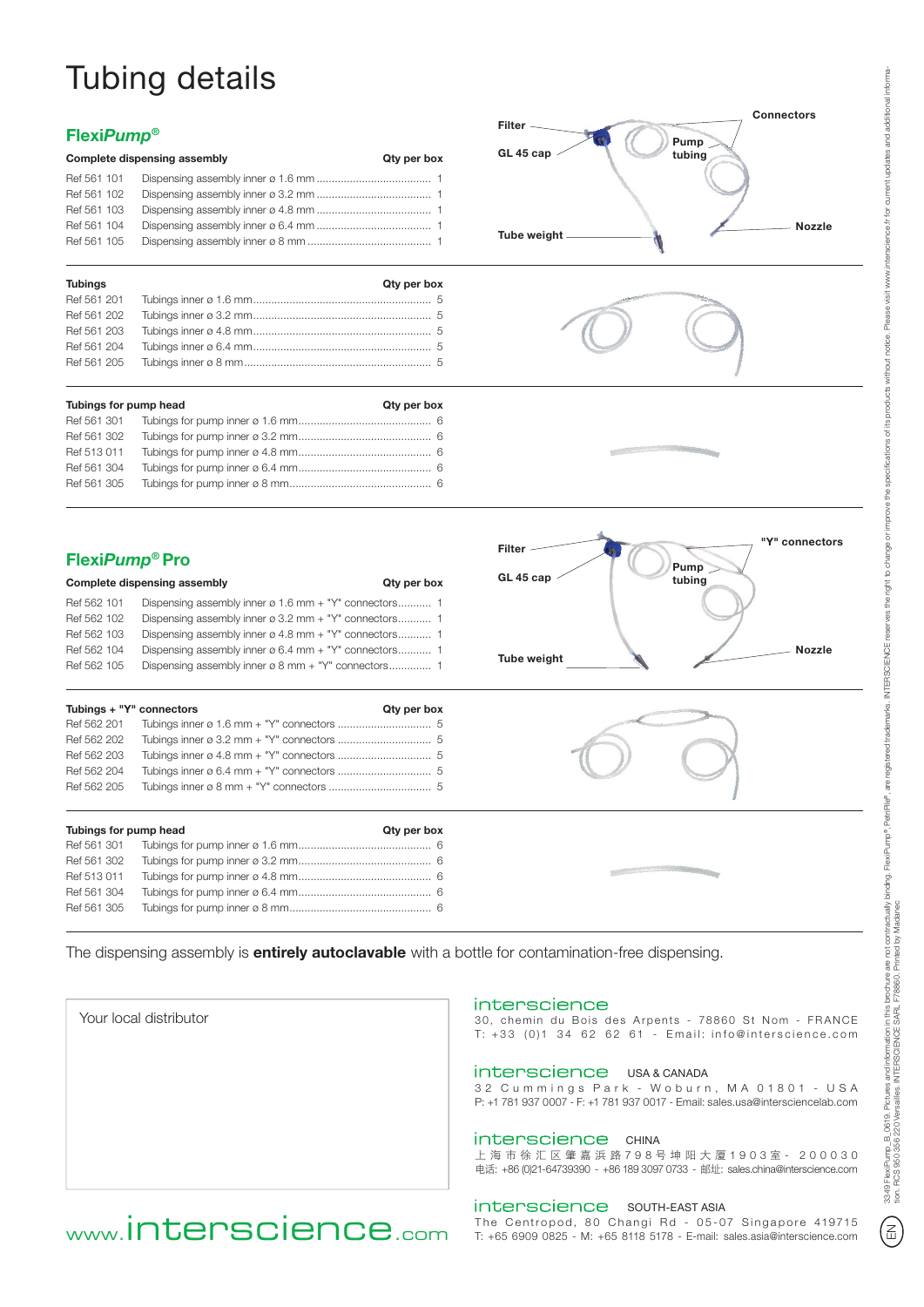# Tubing details

## Flexi*Pump*®

| Complete dispensing assembly | | Qty per box |
|---|---|---|
| Ref 561 101 | Dispensing assembly inner ø 1.6 mm | 1 |
| Ref 561 102 | Dispensing assembly inner ø 3.2 mm | 1 |
| Ref 561 103 | Dispensing assembly inner ø 4.8 mm | 1 |
| Ref 561 104 | Dispensing assembly inner ø 6.4 mm | 1 |
| Ref 561 105 | Dispensing assembly inner ø 8 mm | 1 |

Filter

GL 45 cap

Connectors

Pump tubing

Nozzle

Tube weight

| Tubings | | Qty per box |
|---|---|---|
| Ref 561 201 | Tubings inner ø 1.6 mm | 5 |
| Ref 561 202 | Tubings inner ø 3.2 mm | 5 |
| Ref 561 203 | Tubings inner ø 4.8 mm | 5 |
| Ref 561 204 | Tubings inner ø 6.4 mm | 5 |
| Ref 561 205 | Tubings inner ø 8 mm | 5 |

| Tubings for pump head | | Qty per box |
|---|---|---|
| Ref 561 301 | Tubings for pump inner ø 1.6 mm | 6 |
| Ref 561 302 | Tubings for pump inner ø 3.2 mm | 6 |
| Ref 513 011 | Tubings for pump inner ø 4.8 mm | 6 |
| Ref 561 304 | Tubings for pump inner ø 6.4 mm | 6 |
| Ref 561 305 | Tubings for pump inner ø 8 mm | 6 |

## Flexi*Pump*® Pro

| Complete dispensing assembly | | Qty per box |
|---|---|---|
| Ref 562 101 | Dispensing assembly inner ø 1.6 mm + "Y" connectors | 1 |
| Ref 562 102 | Dispensing assembly inner ø 3.2 mm + "Y" connectors | 1 |
| Ref 562 103 | Dispensing assembly inner ø 4.8 mm + "Y" connectors | 1 |
| Ref 562 104 | Dispensing assembly inner ø 6.4 mm + "Y" connectors | 1 |
| Ref 562 105 | Dispensing assembly inner ø 8 mm + "Y" connectors | 1 |

Filter

GL 45 cap

"Y" connectors

Pump tubing

Nozzle

Tube weight

| Tubings + "Y" connectors | | Qty per box |
|---|---|---|
| Ref 562 201 | Tubings inner ø 1.6 mm + "Y" connectors | 5 |
| Ref 562 202 | Tubings inner ø 3.2 mm + "Y" connectors | 5 |
| Ref 562 203 | Tubings inner ø 4.8 mm + "Y" connectors | 5 |
| Ref 562 204 | Tubings inner ø 6.4 mm + "Y" connectors | 5 |
| Ref 562 205 | Tubings inner ø 8 mm + "Y" connectors | 5 |

| Tubings for pump head | | Qty per box |
|---|---|---|
| Ref 561 301 | Tubings for pump inner ø 1.6 mm | 6 |
| Ref 561 302 | Tubings for pump inner ø 3.2 mm | 6 |
| Ref 513 011 | Tubings for pump inner ø 4.8 mm | 6 |
| Ref 561 304 | Tubings for pump inner ø 6.4 mm | 6 |
| Ref 561 305 | Tubings for pump inner ø 8 mm | 6 |

The dispensing assembly is **entirely autoclavable** with a bottle for contamination-free dispensing.

Your local distributor

**interscience**
30, chemin du Bois des Arpents - 78860 St Nom - FRANCE
T: +33 (0)1 34 62 62 61 - Email: info@interscience.com

**interscience** USA & CANADA
32 Cummings Park - Woburn, MA 01801 - USA
P: +1 781 937 0007 - F: +1 781 937 0017 - Email: sales.usa@intersciencelab.com

**interscience** CHINA
上海市徐汇区肇嘉浜路798号坤阳大厦1903室 - 200030
电话: +86 (0)21-64739390 - +86 189 3097 0733 - 邮址: sales.china@interscience.com

**interscience** SOUTH-EAST ASIA
The Centropod, 80 Changi Rd - 05-07 Singapore 419715
T: +65 6909 0825 - M: +65 8118 5178 - E-mail: sales.asia@interscience.com

www.interscience.com

3349 FlexiPump_B_0619. Pictures and information in this brochure are not contractually binding. FlexiPump®, PetriFlex®, are registered trademarks. INTERSCIENCE reserves the right to change or improve the specifications of its products without notice. Please visit www.interscience.fr for current updates and additional information. RCS 950 356 220 Versailles. INTERSCIENCE SARL F78860. Printed by Madanec

EN